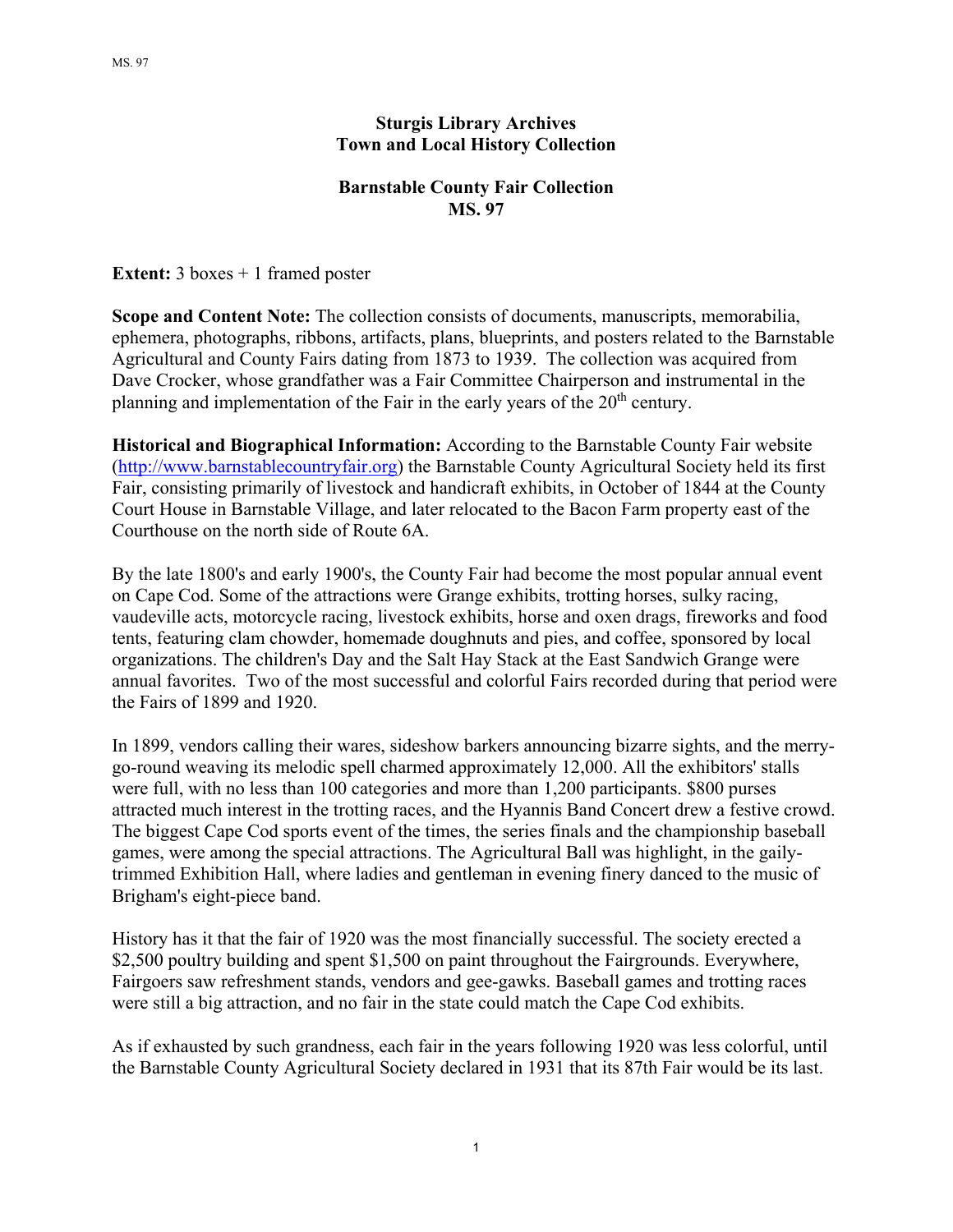**Sturgis Library Archives**
**Town and Local History Collection**

**Barnstable County Fair Collection**
**MS. 97**

**Extent:** 3 boxes + 1 framed poster

**Scope and Content Note:** The collection consists of documents, manuscripts, memorabilia, ephemera, photographs, ribbons, artifacts, plans, blueprints, and posters related to the Barnstable Agricultural and County Fairs dating from 1873 to 1939. The collection was acquired from Dave Crocker, whose grandfather was a Fair Committee Chairperson and instrumental in the planning and implementation of the Fair in the early years of the 20th century.

**Historical and Biographical Information:** According to the Barnstable County Fair website (http://www.barnstablecountryfair.org) the Barnstable County Agricultural Society held its first Fair, consisting primarily of livestock and handicraft exhibits, in October of 1844 at the County Court House in Barnstable Village, and later relocated to the Bacon Farm property east of the Courthouse on the north side of Route 6A.

By the late 1800's and early 1900's, the County Fair had become the most popular annual event on Cape Cod. Some of the attractions were Grange exhibits, trotting horses, sulky racing, vaudeville acts, motorcycle racing, livestock exhibits, horse and oxen drags, fireworks and food tents, featuring clam chowder, homemade doughnuts and pies, and coffee, sponsored by local organizations. The children's Day and the Salt Hay Stack at the East Sandwich Grange were annual favorites. Two of the most successful and colorful Fairs recorded during that period were the Fairs of 1899 and 1920.

In 1899, vendors calling their wares, sideshow barkers announcing bizarre sights, and the merry-go-round weaving its melodic spell charmed approximately 12,000. All the exhibitors' stalls were full, with no less than 100 categories and more than 1,200 participants. $800 purses attracted much interest in the trotting races, and the Hyannis Band Concert drew a festive crowd. The biggest Cape Cod sports event of the times, the series finals and the championship baseball games, were among the special attractions. The Agricultural Ball was highlight, in the gaily-trimmed Exhibition Hall, where ladies and gentleman in evening finery danced to the music of Brigham's eight-piece band.

History has it that the fair of 1920 was the most financially successful. The society erected a $2,500 poultry building and spent $1,500 on paint throughout the Fairgrounds. Everywhere, Fairgoers saw refreshment stands, vendors and gee-gawks. Baseball games and trotting races were still a big attraction, and no fair in the state could match the Cape Cod exhibits.

As if exhausted by such grandness, each fair in the years following 1920 was less colorful, until the Barnstable County Agricultural Society declared in 1931 that its 87th Fair would be its last.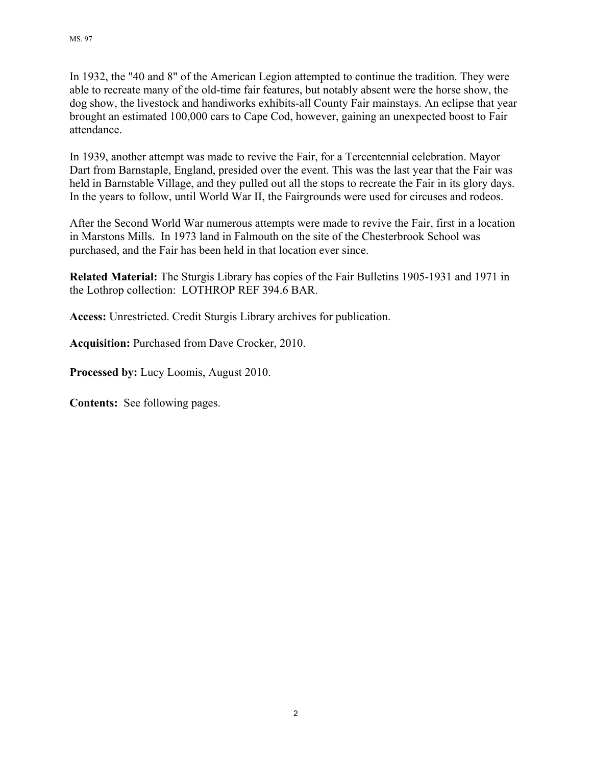In 1932, the "40 and 8" of the American Legion attempted to continue the tradition. They were able to recreate many of the old-time fair features, but notably absent were the horse show, the dog show, the livestock and handiworks exhibits-all County Fair mainstays. An eclipse that year brought an estimated 100,000 cars to Cape Cod, however, gaining an unexpected boost to Fair attendance.

In 1939, another attempt was made to revive the Fair, for a Tercentennial celebration. Mayor Dart from Barnstaple, England, presided over the event. This was the last year that the Fair was held in Barnstable Village, and they pulled out all the stops to recreate the Fair in its glory days. In the years to follow, until World War II, the Fairgrounds were used for circuses and rodeos.

After the Second World War numerous attempts were made to revive the Fair, first in a location in Marstons Mills. In 1973 land in Falmouth on the site of the Chesterbrook School was purchased, and the Fair has been held in that location ever since.

**Related Material:** The Sturgis Library has copies of the Fair Bulletins 1905-1931 and 1971 in the Lothrop collection: LOTHROP REF 394.6 BAR.

**Access:** Unrestricted. Credit Sturgis Library archives for publication.

**Acquisition:** Purchased from Dave Crocker, 2010.

**Processed by:** Lucy Loomis, August 2010.

**Contents:** See following pages.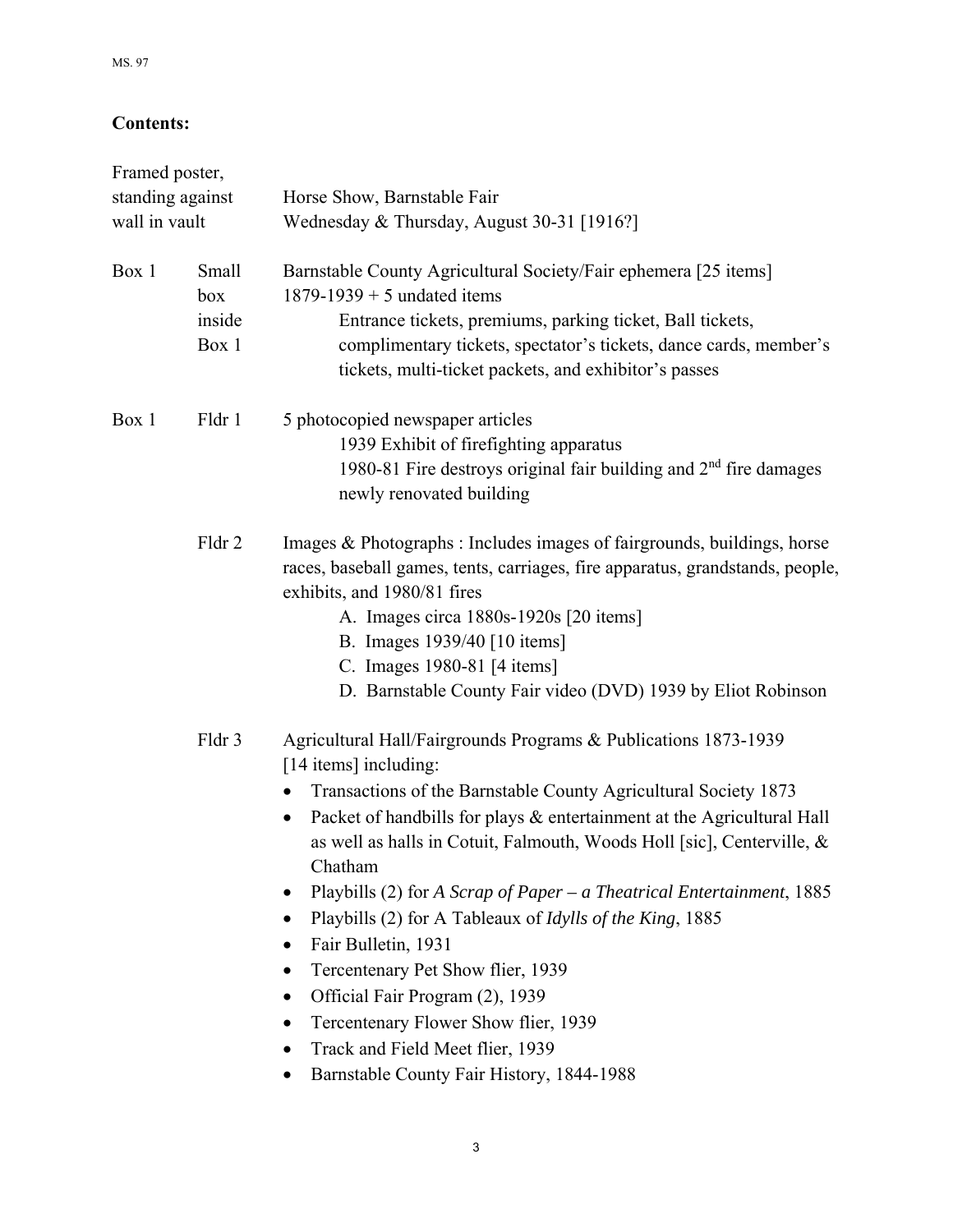**Contents:**

| | | |
|---|---|---|
| Framed poster, standing against wall in vault | | Horse Show, Barnstable Fair<br>Wednesday & Thursday, August 30-31 [1916?] |
| Box 1 | Small box inside Box 1 | Barnstable County Agricultural Society/Fair ephemera [25 items]<br>1879-1939 + 5 undated items<br>Entrance tickets, premiums, parking ticket, Ball tickets, complimentary tickets, spectator's tickets, dance cards, member's tickets, multi-ticket packets, and exhibitor's passes |
| Box 1 | Fldr 1 | 5 photocopied newspaper articles<br>1939 Exhibit of firefighting apparatus<br>1980-81 Fire destroys original fair building and 2nd fire damages newly renovated building |
| | Fldr 2 | Images & Photographs : Includes images of fairgrounds, buildings, horse races, baseball games, tents, carriages, fire apparatus, grandstands, people, exhibits, and 1980/81 fires<br>A. Images circa 1880s-1920s [20 items]<br>B. Images 1939/40 [10 items]<br>C. Images 1980-81 [4 items]<br>D. Barnstable County Fair video (DVD) 1939 by Eliot Robinson |
| | Fldr 3 | Agricultural Hall/Fairgrounds Programs & Publications 1873-1939 [14 items] including:<br>• Transactions of the Barnstable County Agricultural Society 1873<br>• Packet of handbills for plays & entertainment at the Agricultural Hall as well as halls in Cotuit, Falmouth, Woods Holl [sic], Centerville, & Chatham<br>• Playbills (2) for *A Scrap of Paper – a Theatrical Entertainment*, 1885<br>• Playbills (2) for A Tableaux of *Idylls of the King*, 1885<br>• Fair Bulletin, 1931<br>• Tercentenary Pet Show flier, 1939<br>• Official Fair Program (2), 1939<br>• Tercentenary Flower Show flier, 1939<br>• Track and Field Meet flier, 1939<br>• Barnstable County Fair History, 1844-1988 |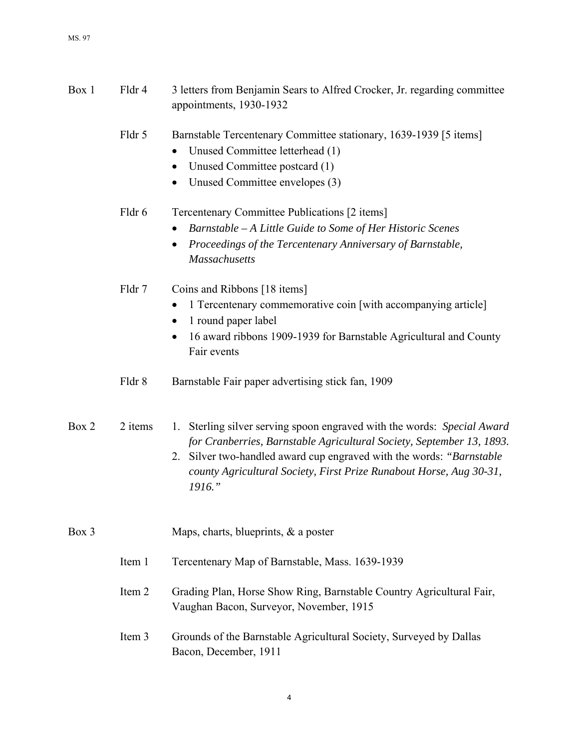**Box 1**

**Fldr 4** 3 letters from Benjamin Sears to Alfred Crocker, Jr. regarding committee appointments, 1930-1932

**Fldr 5** Barnstable Tercentenary Committee stationary, 1639-1939 [5 items]

- Unused Committee letterhead (1)
- Unused Committee postcard (1)
- Unused Committee envelopes (3)

**Fldr 6** Tercentenary Committee Publications [2 items]

- *Barnstable – A Little Guide to Some of Her Historic Scenes*
- *Proceedings of the Tercentenary Anniversary of Barnstable, Massachusetts*

**Fldr 7** Coins and Ribbons [18 items]

- 1 Tercentenary commemorative coin [with accompanying article]
- 1 round paper label
- 16 award ribbons 1909-1939 for Barnstable Agricultural and County Fair events

**Fldr 8** Barnstable Fair paper advertising stick fan, 1909

**Box 2** 2 items

1. Sterling silver serving spoon engraved with the words: *Special Award for Cranberries, Barnstable Agricultural Society, September 13, 1893.*
2. Silver two-handled award cup engraved with the words: *"Barnstable county Agricultural Society, First Prize Runabout Horse, Aug 30-31, 1916."*

**Box 3** Maps, charts, blueprints, & a poster

**Item 1** Tercentenary Map of Barnstable, Mass. 1639-1939

**Item 2** Grading Plan, Horse Show Ring, Barnstable Country Agricultural Fair, Vaughan Bacon, Surveyor, November, 1915

**Item 3** Grounds of the Barnstable Agricultural Society, Surveyed by Dallas Bacon, December, 1911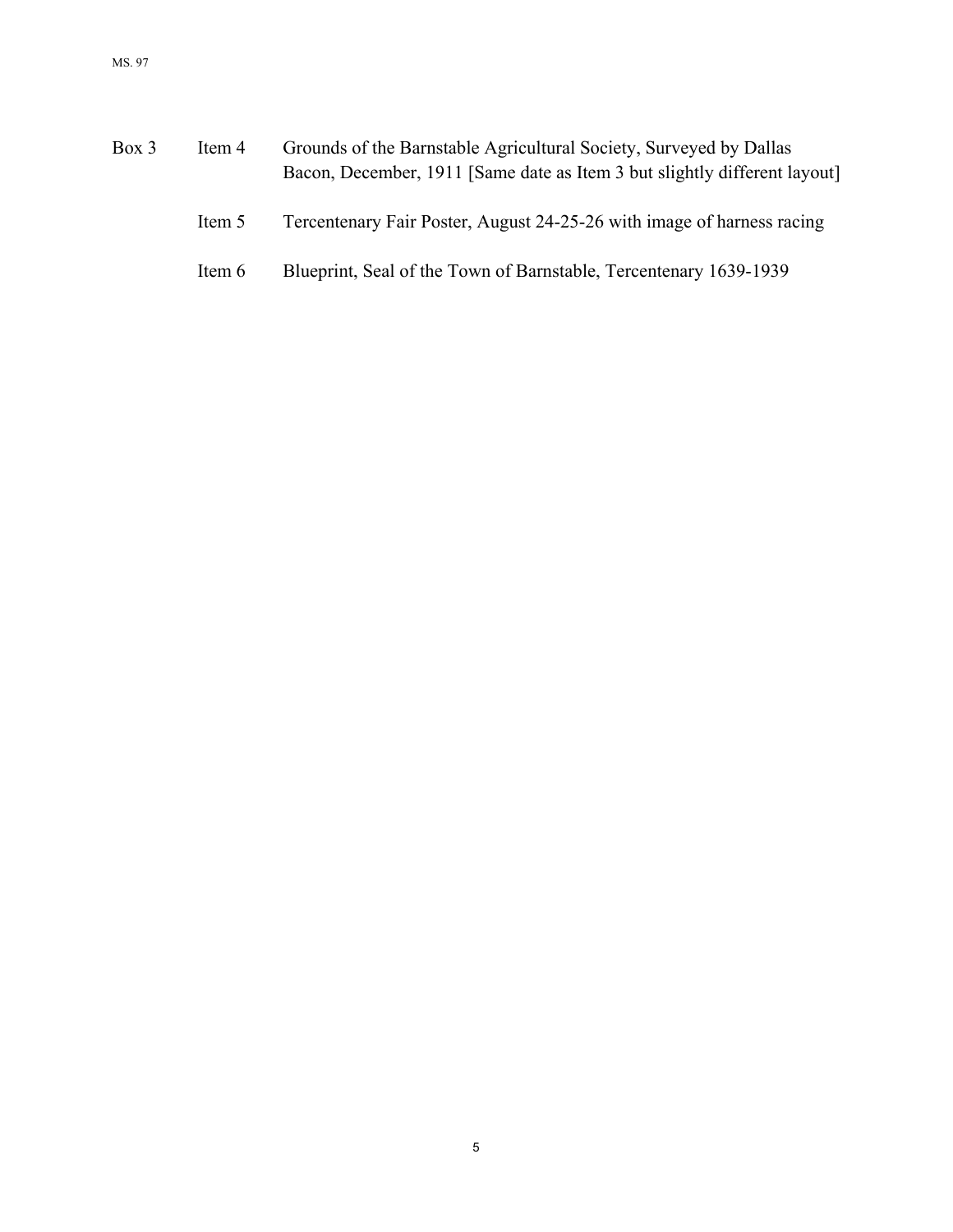| | | |
|---|---|---|
| Box 3 | Item 4 | Grounds of the Barnstable Agricultural Society, Surveyed by Dallas Bacon, December, 1911 [Same date as Item 3 but slightly different layout] |
| | Item 5 | Tercentenary Fair Poster, August 24-25-26 with image of harness racing |
| | Item 6 | Blueprint, Seal of the Town of Barnstable, Tercentenary 1639-1939 |